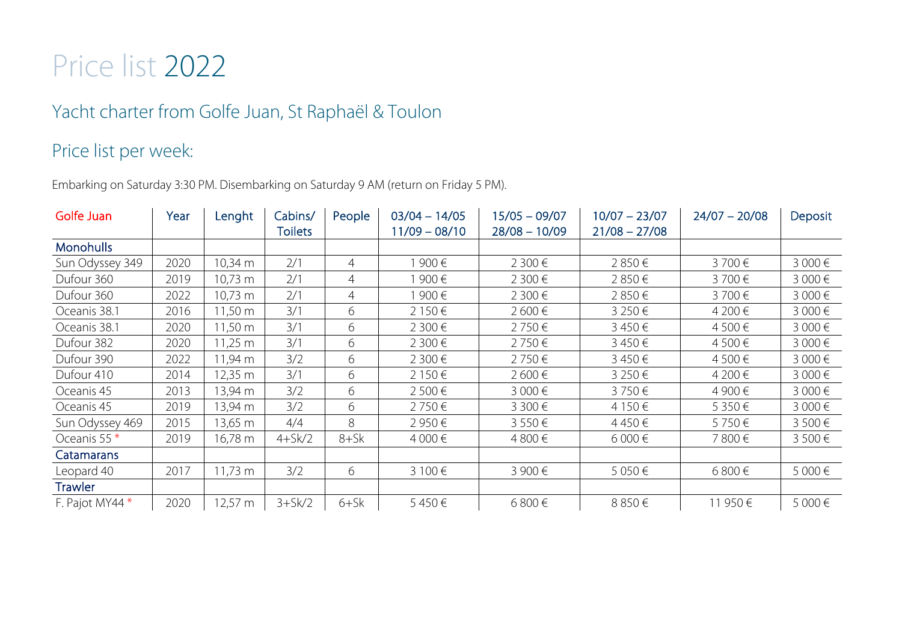# Price list 2022

## Yacht charter from Golfe Juan, St Raphaël & Toulon

## Price list per week:

Embarking on Saturday 3:30 PM. Disembarking on Saturday 9 AM (return on Friday 5 PM).

| Golfe Juan | Year | Lenght | Cabins/ Toilets | People | 03/04 – 14/05 11/09 – 08/10 | 15/05 – 09/07 28/08 – 10/09 | 10/07 – 23/07 21/08 – 27/08 | 24/07 – 20/08 | Deposit |
|---|---|---|---|---|---|---|---|---|---|
| **Monohulls** | | | | | | | | | |
| Sun Odyssey 349 | 2020 | 10,34 m | 2/1 | 4 | 1 900 € | 2 300 € | 2 850 € | 3 700 € | 3 000 € |
| Dufour 360 | 2019 | 10,73 m | 2/1 | 4 | 1 900 € | 2 300 € | 2 850 € | 3 700 € | 3 000 € |
| Dufour 360 | 2022 | 10,73 m | 2/1 | 4 | 1 900 € | 2 300 € | 2 850 € | 3 700 € | 3 000 € |
| Oceanis 38.1 | 2016 | 11,50 m | 3/1 | 6 | 2 150 € | 2 600 € | 3 250 € | 4 200 € | 3 000 € |
| Oceanis 38.1 | 2020 | 11,50 m | 3/1 | 6 | 2 300 € | 2 750 € | 3 450 € | 4 500 € | 3 000 € |
| Dufour 382 | 2020 | 11,25 m | 3/1 | 6 | 2 300 € | 2 750 € | 3 450 € | 4 500 € | 3 000 € |
| Dufour 390 | 2022 | 11,94 m | 3/2 | 6 | 2 300 € | 2 750 € | 3 450 € | 4 500 € | 3 000 € |
| Dufour 410 | 2014 | 12,35 m | 3/1 | 6 | 2 150 € | 2 600 € | 3 250 € | 4 200 € | 3 000 € |
| Oceanis 45 | 2013 | 13,94 m | 3/2 | 6 | 2 500 € | 3 000 € | 3 750 € | 4 900 € | 3 000 € |
| Oceanis 45 | 2019 | 13,94 m | 3/2 | 6 | 2 750 € | 3 300 € | 4 150 € | 5 350 € | 3 000 € |
| Sun Odyssey 469 | 2015 | 13,65 m | 4/4 | 8 | 2 950 € | 3 550 € | 4 450 € | 5 750 € | 3 500 € |
| Oceanis 55 * | 2019 | 16,78 m | 4+Sk/2 | 8+Sk | 4 000 € | 4 800 € | 6 000 € | 7 800 € | 3 500 € |
| **Catamarans** | | | | | | | | | |
| Leopard 40 | 2017 | 11,73 m | 3/2 | 6 | 3 100 € | 3 900 € | 5 050 € | 6 800 € | 5 000 € |
| **Trawler** | | | | | | | | | |
| F. Pajot MY44 * | 2020 | 12,57 m | 3+Sk/2 | 6+Sk | 5 450 € | 6 800 € | 8 850 € | 11 950 € | 5 000 € |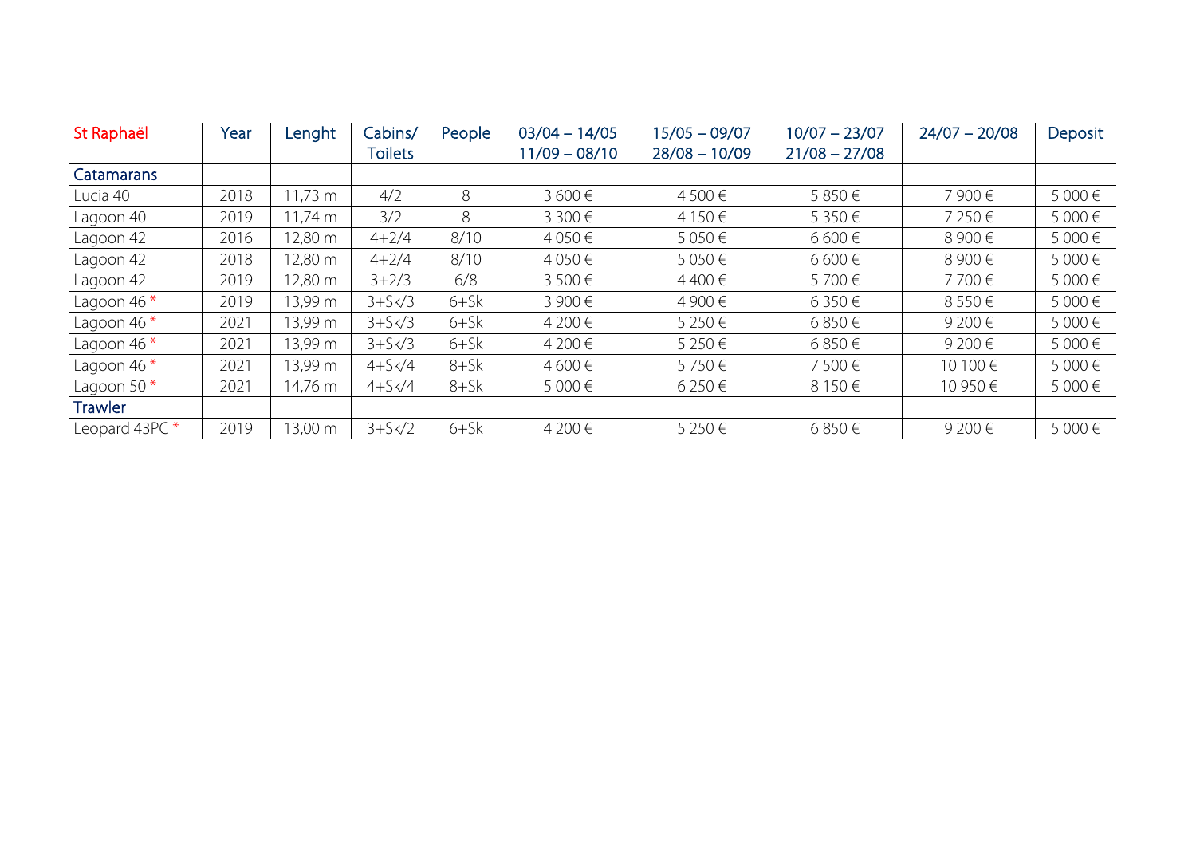| St Raphaël | Year | Lenght | Cabins/ Toilets | People | 03/04 – 14/05 11/09 – 08/10 | 15/05 – 09/07 28/08 – 10/09 | 10/07 – 23/07 21/08 – 27/08 | 24/07 – 20/08 | Deposit |
|---|---|---|---|---|---|---|---|---|---|
| Catamarans | | | | | | | | | |
| Lucia 40 | 2018 | 11,73 m | 4/2 | 8 | 3 600 € | 4 500 € | 5 850 € | 7 900 € | 5 000 € |
| Lagoon 40 | 2019 | 11,74 m | 3/2 | 8 | 3 300 € | 4 150 € | 5 350 € | 7 250 € | 5 000 € |
| Lagoon 42 | 2016 | 12,80 m | 4+2/4 | 8/10 | 4 050 € | 5 050 € | 6 600 € | 8 900 € | 5 000 € |
| Lagoon 42 | 2018 | 12,80 m | 4+2/4 | 8/10 | 4 050 € | 5 050 € | 6 600 € | 8 900 € | 5 000 € |
| Lagoon 42 | 2019 | 12,80 m | 3+2/3 | 6/8 | 3 500 € | 4 400 € | 5 700 € | 7 700 € | 5 000 € |
| Lagoon 46 * | 2019 | 13,99 m | 3+Sk/3 | 6+Sk | 3 900 € | 4 900 € | 6 350 € | 8 550 € | 5 000 € |
| Lagoon 46 * | 2021 | 13,99 m | 3+Sk/3 | 6+Sk | 4 200 € | 5 250 € | 6 850 € | 9 200 € | 5 000 € |
| Lagoon 46 * | 2021 | 13,99 m | 3+Sk/3 | 6+Sk | 4 200 € | 5 250 € | 6 850 € | 9 200 € | 5 000 € |
| Lagoon 46 * | 2021 | 13,99 m | 4+Sk/4 | 8+Sk | 4 600 € | 5 750 € | 7 500 € | 10 100 € | 5 000 € |
| Lagoon 50 * | 2021 | 14,76 m | 4+Sk/4 | 8+Sk | 5 000 € | 6 250 € | 8 150 € | 10 950 € | 5 000 € |
| Trawler | | | | | | | | | |
| Leopard 43PC * | 2019 | 13,00 m | 3+Sk/2 | 6+Sk | 4 200 € | 5 250 € | 6 850 € | 9 200 € | 5 000 € |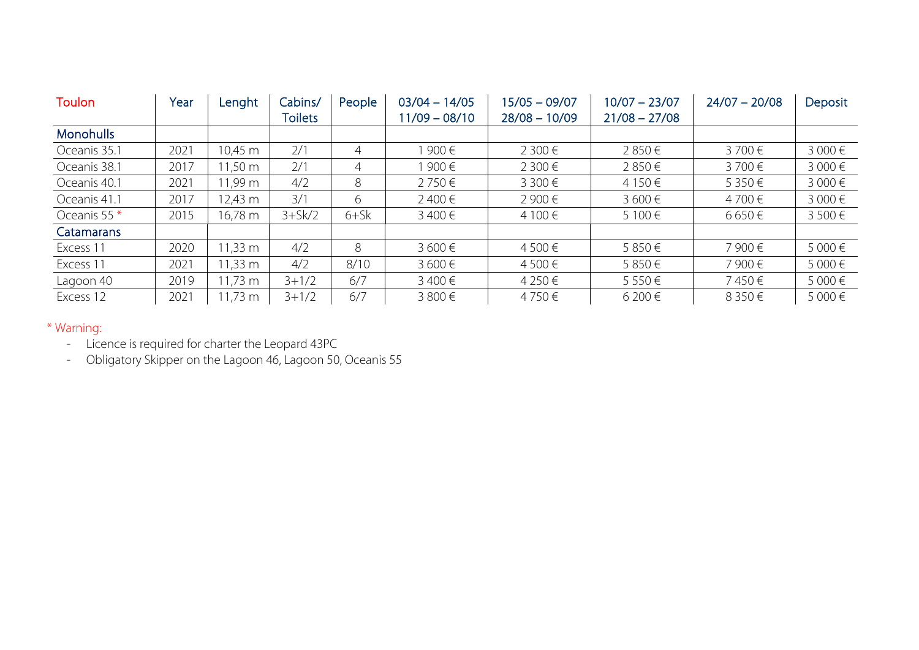| Toulon | Year | Lenght | Cabins/ Toilets | People | 03/04 – 14/05 11/09 – 08/10 | 15/05 – 09/07 28/08 – 10/09 | 10/07 – 23/07 21/08 – 27/08 | 24/07 – 20/08 | Deposit |
|---|---|---|---|---|---|---|---|---|---|
| Monohulls | | | | | | | | | |
| Oceanis 35.1 | 2021 | 10,45 m | 2/1 | 4 | 1 900 € | 2 300 € | 2 850 € | 3 700 € | 3 000 € |
| Oceanis 38.1 | 2017 | 11,50 m | 2/1 | 4 | 1 900 € | 2 300 € | 2 850 € | 3 700 € | 3 000 € |
| Oceanis 40.1 | 2021 | 11,99 m | 4/2 | 8 | 2 750 € | 3 300 € | 4 150 € | 5 350 € | 3 000 € |
| Oceanis 41.1 | 2017 | 12,43 m | 3/1 | 6 | 2 400 € | 2 900 € | 3 600 € | 4 700 € | 3 000 € |
| Oceanis 55 * | 2015 | 16,78 m | 3+Sk/2 | 6+Sk | 3 400 € | 4 100 € | 5 100 € | 6 650 € | 3 500 € |
| Catamarans | | | | | | | | | |
| Excess 11 | 2020 | 11,33 m | 4/2 | 8 | 3 600 € | 4 500 € | 5 850 € | 7 900 € | 5 000 € |
| Excess 11 | 2021 | 11,33 m | 4/2 | 8/10 | 3 600 € | 4 500 € | 5 850 € | 7 900 € | 5 000 € |
| Lagoon 40 | 2019 | 11,73 m | 3+1/2 | 6/7 | 3 400 € | 4 250 € | 5 550 € | 7 450 € | 5 000 € |
| Excess 12 | 2021 | 11,73 m | 3+1/2 | 6/7 | 3 800 € | 4 750 € | 6 200 € | 8 350 € | 5 000 € |

* Warning:

- Licence is required for charter the Leopard 43PC
- Obligatory Skipper on the Lagoon 46, Lagoon 50, Oceanis 55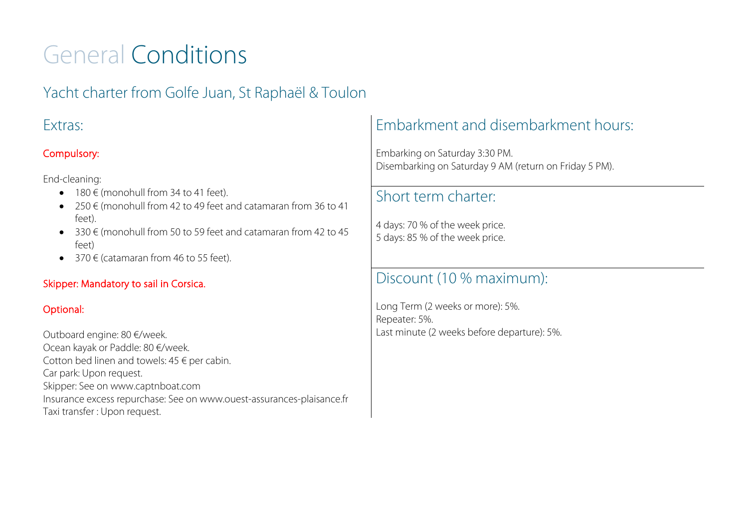# General Conditions

## Yacht charter from Golfe Juan, St Raphaël & Toulon

### Extras:

**Compulsory:**

End-cleaning:

- 180 € (monohull from 34 to 41 feet).
- 250 € (monohull from 42 to 49 feet and catamaran from 36 to 41 feet).
- 330 € (monohull from 50 to 59 feet and catamaran from 42 to 45 feet)
- 370 € (catamaran from 46 to 55 feet).

**Skipper: Mandatory to sail in Corsica.**

**Optional:**

Outboard engine: 80 €/week.
Ocean kayak or Paddle: 80 €/week.
Cotton bed linen and towels: 45 € per cabin.
Car park: Upon request.
Skipper: See on www.captnboat.com
Insurance excess repurchase: See on www.ouest-assurances-plaisance.fr
Taxi transfer : Upon request.

### Embarkment and disembarkment hours:

Embarking on Saturday 3:30 PM.
Disembarking on Saturday 9 AM (return on Friday 5 PM).

### Short term charter:

4 days: 70 % of the week price.
5 days: 85 % of the week price.

### Discount (10 % maximum):

Long Term (2 weeks or more): 5%.
Repeater: 5%.
Last minute (2 weeks before departure): 5%.